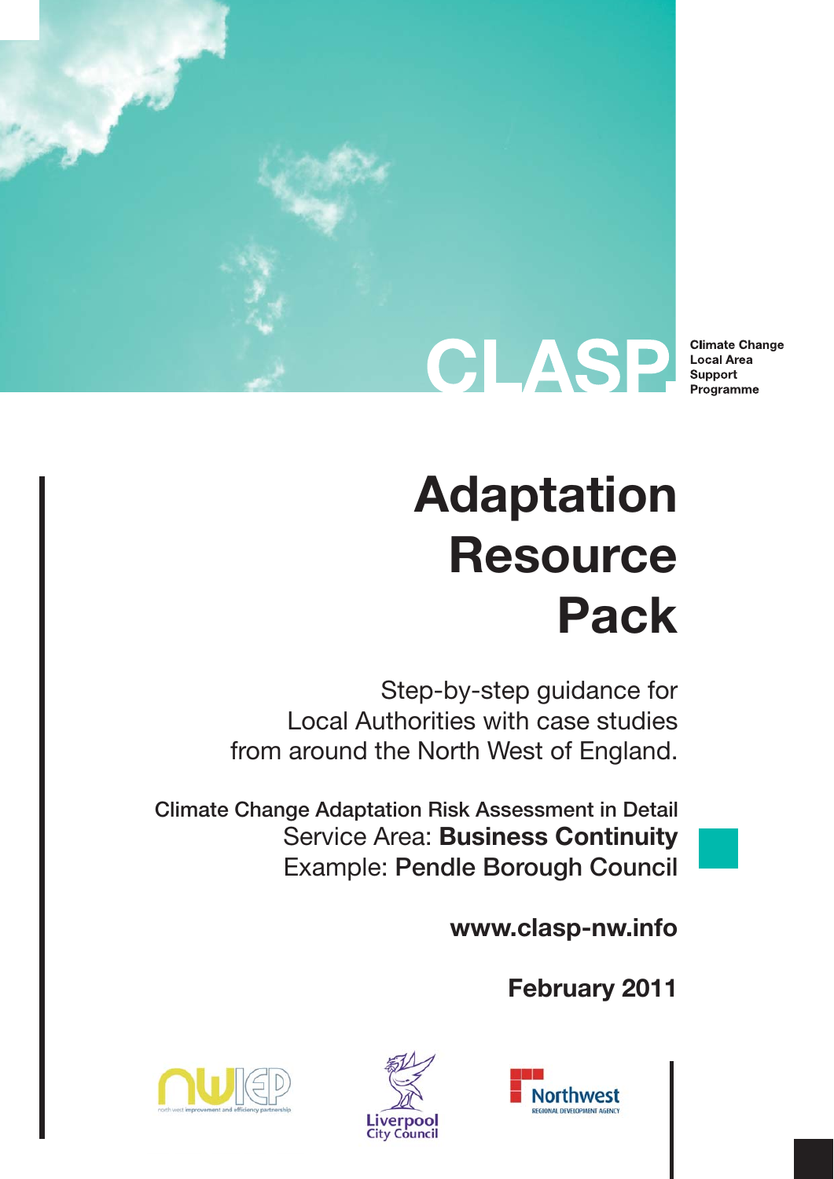CLASP

Climate Change Local Area Support Programme

# Adaptation Resource Pack

Step-by-step guidance for Local Authorities with case studies from around the North West of England.

**Climate Change Adaptation Risk Assessment in Detail**

Service Area: **Business Continuity**

Example: **Pendle Borough Council**

**www.clasp-nw.info**

**February 2011**

north west improvement and efficiency partnership

Liverpool City Council

Northwest Regional Development Agency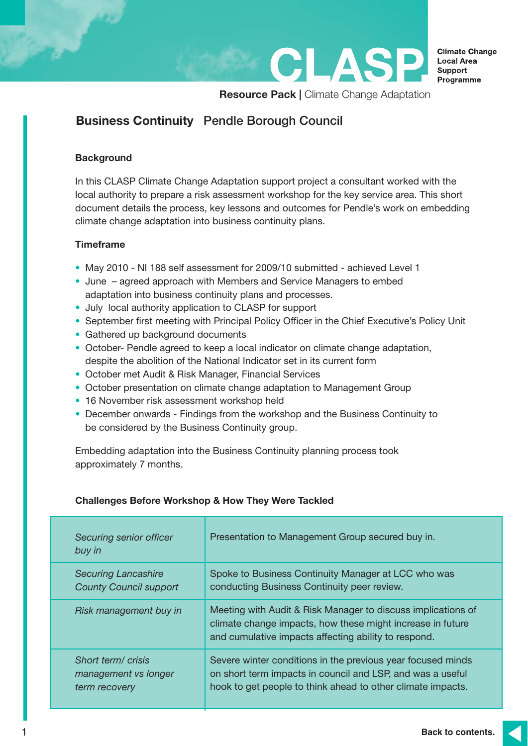# Business Continuity Pendle Borough Council

### Background

In this CLASP Climate Change Adaptation support project a consultant worked with the local authority to prepare a risk assessment workshop for the key service area. This short document details the process, key lessons and outcomes for Pendle's work on embedding climate change adaptation into business continuity plans.

### Timeframe

- May 2010 - NI 188 self assessment for 2009/10 submitted - achieved Level 1
- June – agreed approach with Members and Service Managers to embed adaptation into business continuity plans and processes.
- July local authority application to CLASP for support
- September first meeting with Principal Policy Officer in the Chief Executive's Policy Unit
- Gathered up background documents
- October- Pendle agreed to keep a local indicator on climate change adaptation, despite the abolition of the National Indicator set in its current form
- October met Audit & Risk Manager, Financial Services
- October presentation on climate change adaptation to Management Group
- 16 November risk assessment workshop held
- December onwards - Findings from the workshop and the Business Continuity to be considered by the Business Continuity group.

Embedding adaptation into the Business Continuity planning process took approximately 7 months.

### Challenges Before Workshop & How They Were Tackled

| Challenge | How Tackled |
|---|---|
| *Securing senior officer buy in* | Presentation to Management Group secured buy in. |
| *Securing Lancashire County Council support* | Spoke to Business Continuity Manager at LCC who was conducting Business Continuity peer review. |
| *Risk management buy in* | Meeting with Audit & Risk Manager to discuss implications of climate change impacts, how these might increase in future and cumulative impacts affecting ability to respond. |
| *Short term/ crisis management vs longer term recovery* | Severe winter conditions in the previous year focused minds on short term impacts in council and LSP, and was a useful hook to get people to think ahead to other climate impacts. |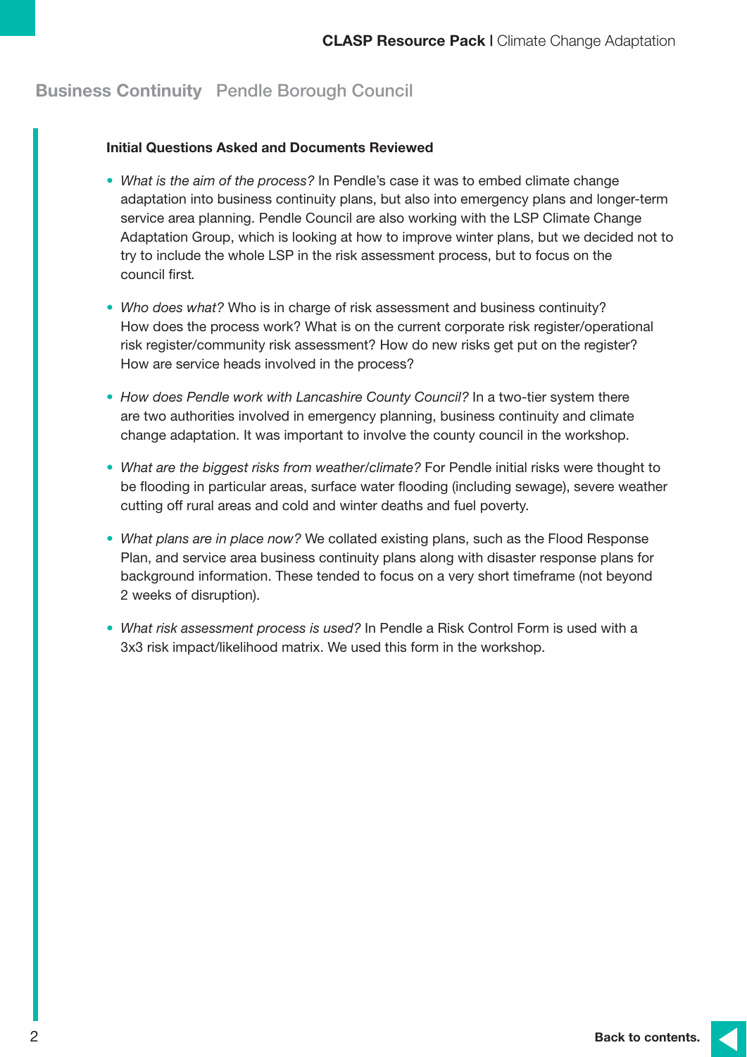## Business Continuity Pendle Borough Council

**Initial Questions Asked and Documents Reviewed**

- *What is the aim of the process?* In Pendle's case it was to embed climate change adaptation into business continuity plans, but also into emergency plans and longer-term service area planning. Pendle Council are also working with the LSP Climate Change Adaptation Group, which is looking at how to improve winter plans, but we decided not to try to include the whole LSP in the risk assessment process, but to focus on the council first.
- *Who does what?* Who is in charge of risk assessment and business continuity? How does the process work? What is on the current corporate risk register/operational risk register/community risk assessment? How do new risks get put on the register? How are service heads involved in the process?
- *How does Pendle work with Lancashire County Council?* In a two-tier system there are two authorities involved in emergency planning, business continuity and climate change adaptation. It was important to involve the county council in the workshop.
- *What are the biggest risks from weather/climate?* For Pendle initial risks were thought to be flooding in particular areas, surface water flooding (including sewage), severe weather cutting off rural areas and cold and winter deaths and fuel poverty.
- *What plans are in place now?* We collated existing plans, such as the Flood Response Plan, and service area business continuity plans along with disaster response plans for background information. These tended to focus on a very short timeframe (not beyond 2 weeks of disruption).
- *What risk assessment process is used?* In Pendle a Risk Control Form is used with a 3x3 risk impact/likelihood matrix. We used this form in the workshop.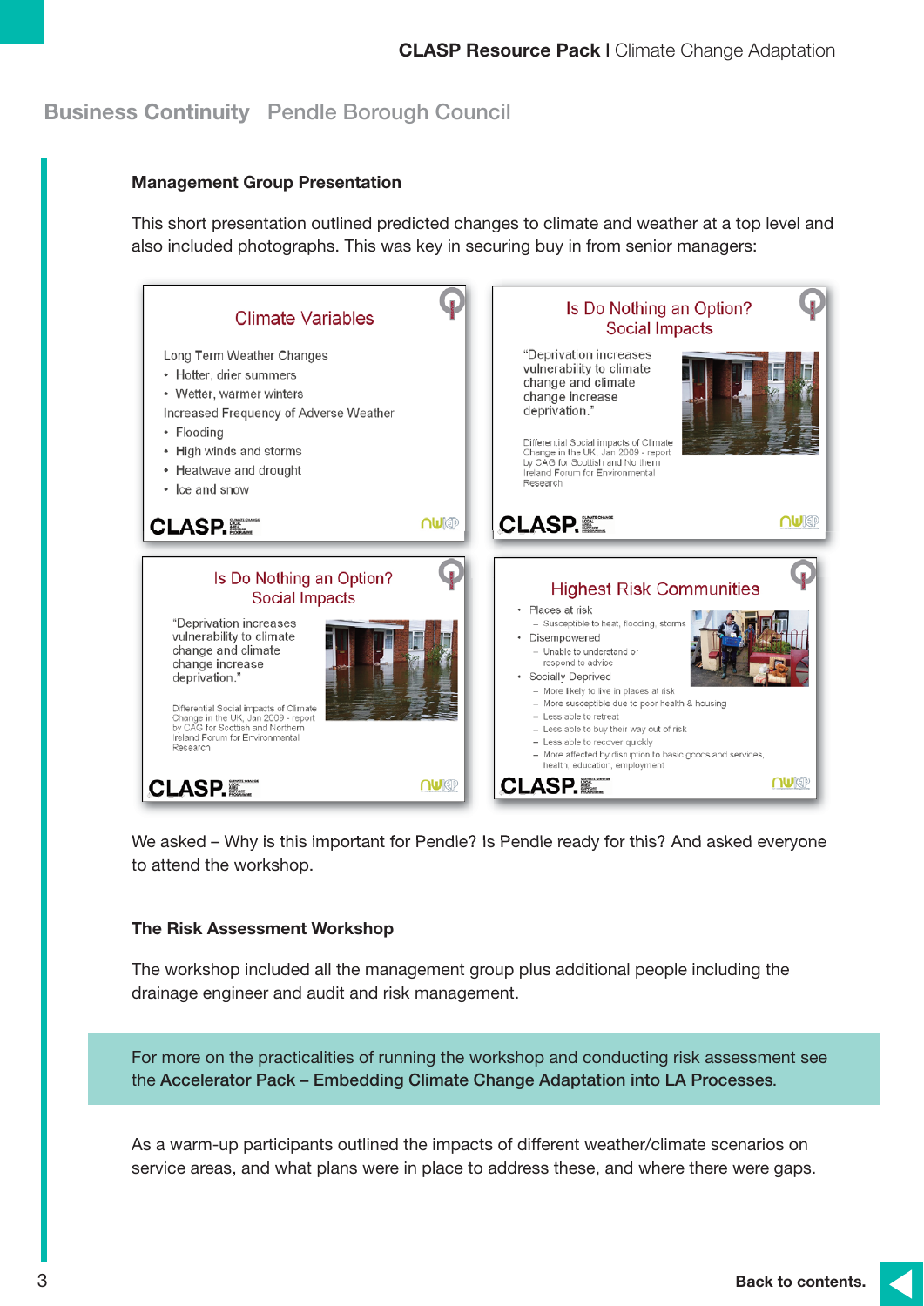## Business Continuity Pendle Borough Council

### Management Group Presentation

This short presentation outlined predicted changes to climate and weather at a top level and also included photographs. This was key in securing buy in from senior managers:

**Climate Variables**

Long Term Weather Changes
- Hotter, drier summers
- Wetter, warmer winters

Increased Frequency of Adverse Weather
- Flooding
- High winds and storms
- Heatwave and drought
- Ice and snow

**Is Do Nothing an Option? Social Impacts**

"Deprivation increases vulnerability to climate change and climate change increase deprivation."

Differential Social impacts of Climate Change in the UK, Jan 2009 - report by CAG for Scottish and Northern Ireland Forum for Environmental Research

**Is Do Nothing an Option? Social Impacts**

"Deprivation increases vulnerability to climate change and climate change increase deprivation."

Differential Social impacts of Climate Change in the UK, Jan 2009 - report by CAG for Scottish and Northern Ireland Forum for Environmental Research

**Highest Risk Communities**

- Places at risk
  - Susceptible to heat, flooding, storms
- Disempowered
  - Unable to understand or respond to advice
- Socially Deprived
  - More likely to live in places at risk
  - More susceptible due to poor health & housing
  - Less able to retreat
  - Less able to buy their way out of risk
  - Less able to recover quickly
  - More affected by disruption to basic goods and services, health, education, employment

We asked – Why is this important for Pendle? Is Pendle ready for this? And asked everyone to attend the workshop.

### The Risk Assessment Workshop

The workshop included all the management group plus additional people including the drainage engineer and audit and risk management.

For more on the practicalities of running the workshop and conducting risk assessment see the **Accelerator Pack – Embedding Climate Change Adaptation into LA Processes**.

As a warm-up participants outlined the impacts of different weather/climate scenarios on service areas, and what plans were in place to address these, and where there were gaps.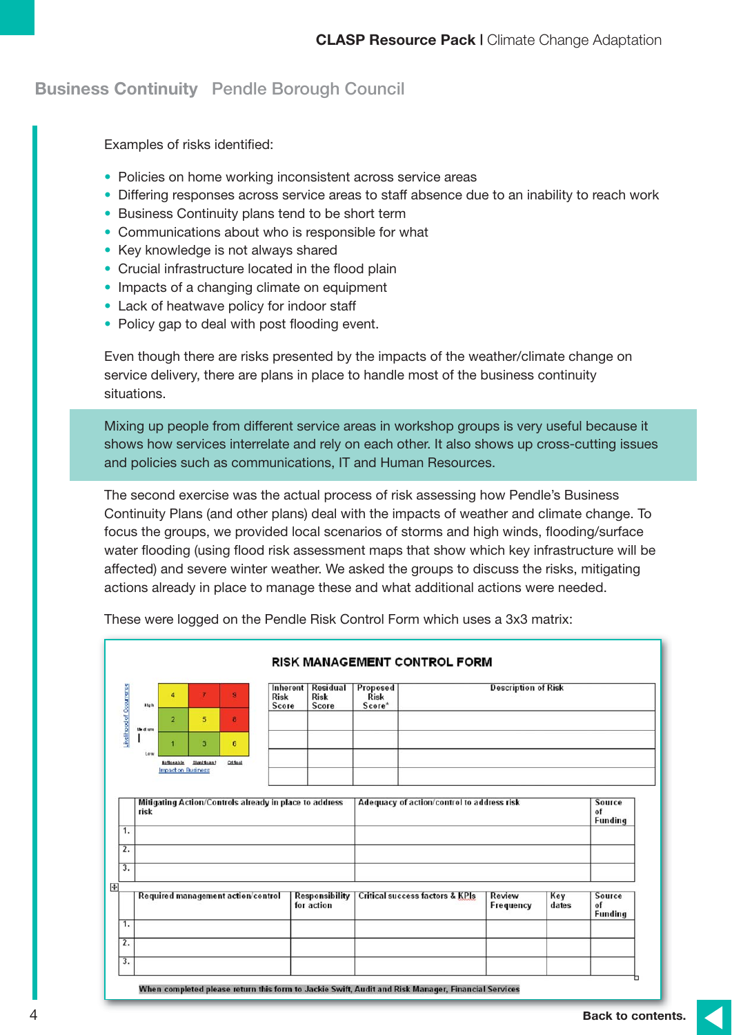## Business Continuity Pendle Borough Council

Examples of risks identified:

- Policies on home working inconsistent across service areas
- Differing responses across service areas to staff absence due to an inability to reach work
- Business Continuity plans tend to be short term
- Communications about who is responsible for what
- Key knowledge is not always shared
- Crucial infrastructure located in the flood plain
- Impacts of a changing climate on equipment
- Lack of heatwave policy for indoor staff
- Policy gap to deal with post flooding event.

Even though there are risks presented by the impacts of the weather/climate change on service delivery, there are plans in place to handle most of the business continuity situations.

Mixing up people from different service areas in workshop groups is very useful because it shows how services interrelate and rely on each other. It also shows up cross-cutting issues and policies such as communications, IT and Human Resources.

The second exercise was the actual process of risk assessing how Pendle's Business Continuity Plans (and other plans) deal with the impacts of weather and climate change. To focus the groups, we provided local scenarios of storms and high winds, flooding/surface water flooding (using flood risk assessment maps that show which key infrastructure will be affected) and severe winter weather. We asked the groups to discuss the risks, mitigating actions already in place to manage these and what additional actions were needed.

These were logged on the Pendle Risk Control Form which uses a 3x3 matrix:

**RISK MANAGEMENT CONTROL FORM**

Likelihood of Occurrence / Impact on Business:

| Likelihood | Noticeable | Significant | Critical |
|---|---|---|---|
| High | 4 | 7 | 9 |
| Medium | 2 | 5 | 8 |
| Low | 1 | 3 | 6 |

| Inherent Risk Score | Residual Risk Score | Proposed Risk Score* | Description of Risk |
|---|---|---|---|
| | | | |
| | | | |
| | | | |
| | | | |

| | Mitigating Action/Controls already in place to address risk | Adequacy of action/control to address risk | Source of Funding |
|---|---|---|---|
| 1. | | | |
| 2. | | | |
| 3. | | | |

| | Required management action/control | Responsibility for action | Critical success factors & KPIs | Review Frequency | Key dates | Source of Funding |
|---|---|---|---|---|---|---|
| 1. | | | | | | |
| 2. | | | | | | |
| 3. | | | | | | |

**When completed please return this form to Jackie Swift, Audit and Risk Manager, Financial Services**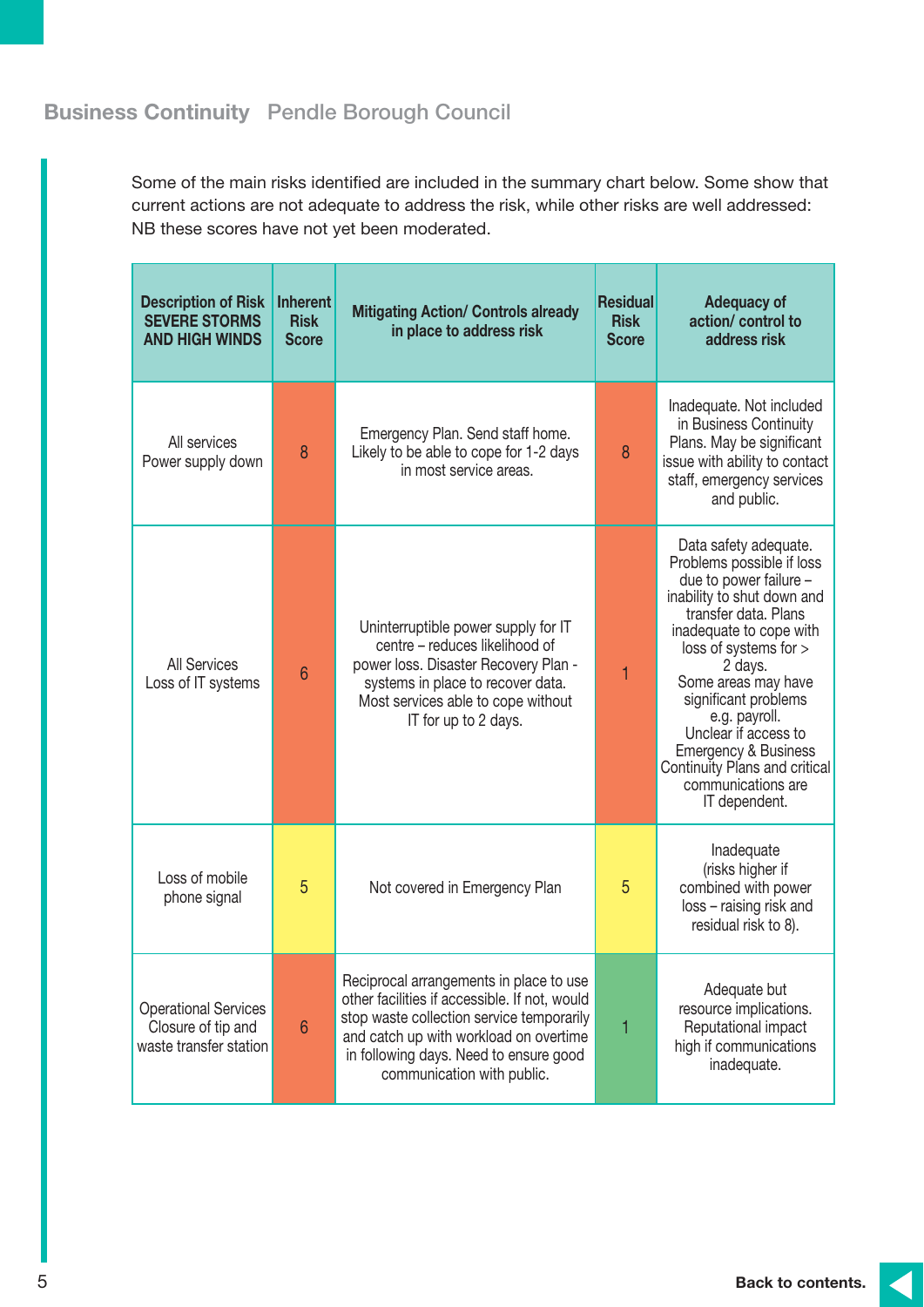Some of the main risks identified are included in the summary chart below. Some show that current actions are not adequate to address the risk, while other risks are well addressed: NB these scores have not yet been moderated.

| Description of Risk SEVERE STORMS AND HIGH WINDS | Inherent Risk Score | Mitigating Action/ Controls already in place to address risk | Residual Risk Score | Adequacy of action/ control to address risk |
|---|---|---|---|---|
| All services Power supply down | 8 | Emergency Plan. Send staff home. Likely to be able to cope for 1-2 days in most service areas. | 8 | Inadequate. Not included in Business Continuity Plans. May be significant issue with ability to contact staff, emergency services and public. |
| All Services Loss of IT systems | 6 | Uninterruptible power supply for IT centre – reduces likelihood of power loss. Disaster Recovery Plan - systems in place to recover data. Most services able to cope without IT for up to 2 days. | 1 | Data safety adequate. Problems possible if loss due to power failure – inability to shut down and transfer data. Plans inadequate to cope with loss of systems for > 2 days. Some areas may have significant problems e.g. payroll. Unclear if access to Emergency & Business Continuity Plans and critical communications are IT dependent. |
| Loss of mobile phone signal | 5 | Not covered in Emergency Plan | 5 | Inadequate (risks higher if combined with power loss – raising risk and residual risk to 8). |
| Operational Services Closure of tip and waste transfer station | 6 | Reciprocal arrangements in place to use other facilities if accessible. If not, would stop waste collection service temporarily and catch up with workload on overtime in following days. Need to ensure good communication with public. | 1 | Adequate but resource implications. Reputational impact high if communications inadequate. |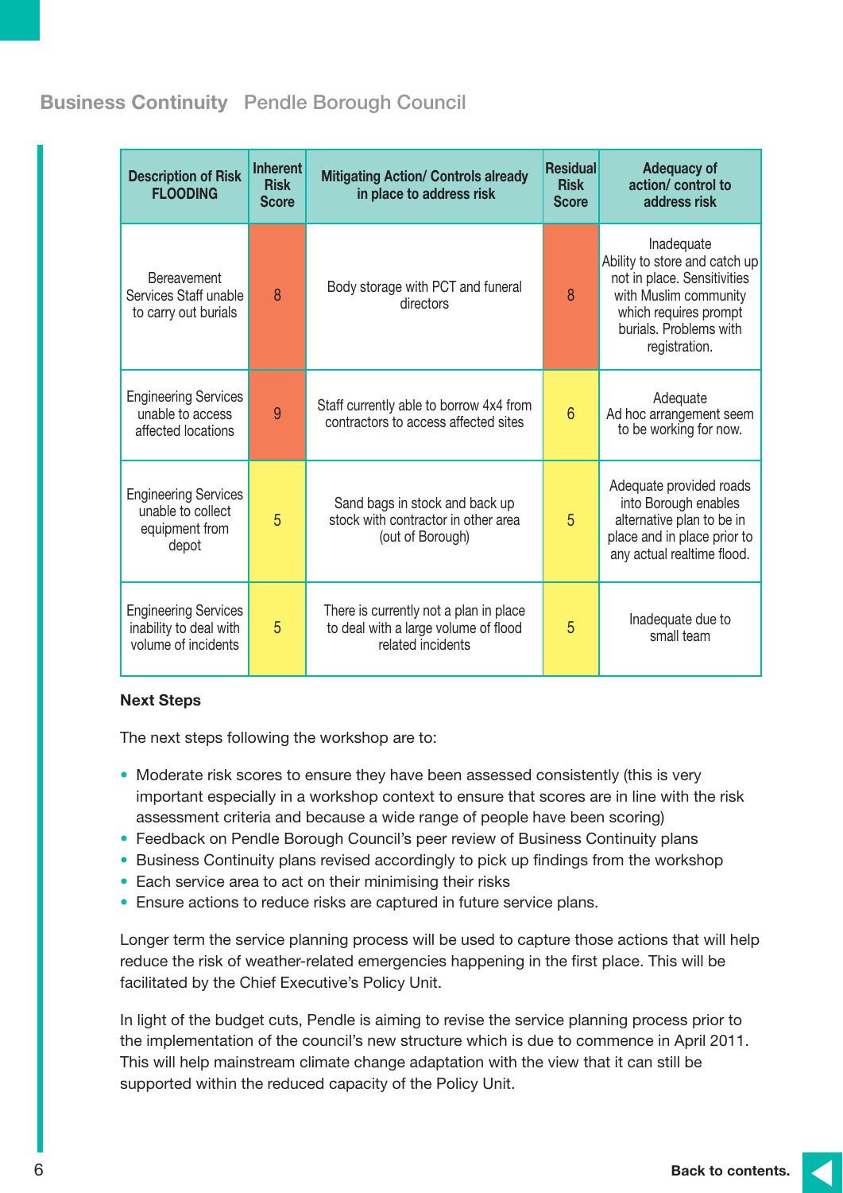| Description of Risk FLOODING | Inherent Risk Score | Mitigating Action/ Controls already in place to address risk | Residual Risk Score | Adequacy of action/ control to address risk |
|---|---|---|---|---|
| Bereavement Services Staff unable to carry out burials | 8 | Body storage with PCT and funeral directors | 8 | Inadequate Ability to store and catch up not in place. Sensitivities with Muslim community which requires prompt burials. Problems with registration. |
| Engineering Services unable to access affected locations | 9 | Staff currently able to borrow 4x4 from contractors to access affected sites | 6 | Adequate Ad hoc arrangement seem to be working for now. |
| Engineering Services unable to collect equipment from depot | 5 | Sand bags in stock and back up stock with contractor in other area (out of Borough) | 5 | Adequate provided roads into Borough enables alternative plan to be in place and in place prior to any actual realtime flood. |
| Engineering Services inability to deal with volume of incidents | 5 | There is currently not a plan in place to deal with a large volume of flood related incidents | 5 | Inadequate due to small team |

**Next Steps**

The next steps following the workshop are to:

- Moderate risk scores to ensure they have been assessed consistently (this is very important especially in a workshop context to ensure that scores are in line with the risk assessment criteria and because a wide range of people have been scoring)
- Feedback on Pendle Borough Council's peer review of Business Continuity plans
- Business Continuity plans revised accordingly to pick up findings from the workshop
- Each service area to act on their minimising their risks
- Ensure actions to reduce risks are captured in future service plans.

Longer term the service planning process will be used to capture those actions that will help reduce the risk of weather-related emergencies happening in the first place. This will be facilitated by the Chief Executive's Policy Unit.

In light of the budget cuts, Pendle is aiming to revise the service planning process prior to the implementation of the council's new structure which is due to commence in April 2011. This will help mainstream climate change adaptation with the view that it can still be supported within the reduced capacity of the Policy Unit.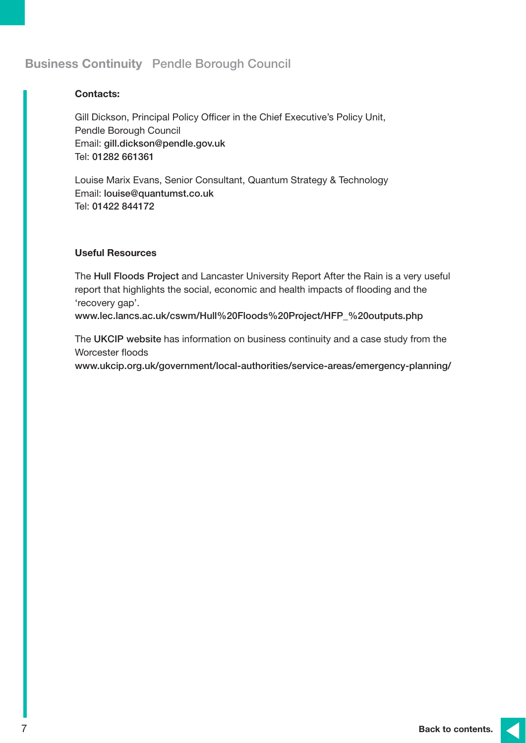**Contacts:**

Gill Dickson, Principal Policy Officer in the Chief Executive's Policy Unit,
Pendle Borough Council
Email: gill.dickson@pendle.gov.uk
Tel: 01282 661361

Louise Marix Evans, Senior Consultant, Quantum Strategy & Technology
Email: louise@quantumst.co.uk
Tel: 01422 844172

**Useful Resources**

The Hull Floods Project and Lancaster University Report After the Rain is a very useful report that highlights the social, economic and health impacts of flooding and the 'recovery gap'.
www.lec.lancs.ac.uk/cswm/Hull%20Floods%20Project/HFP_%20outputs.php

The UKCIP website has information on business continuity and a case study from the Worcester floods
www.ukcip.org.uk/government/local-authorities/service-areas/emergency-planning/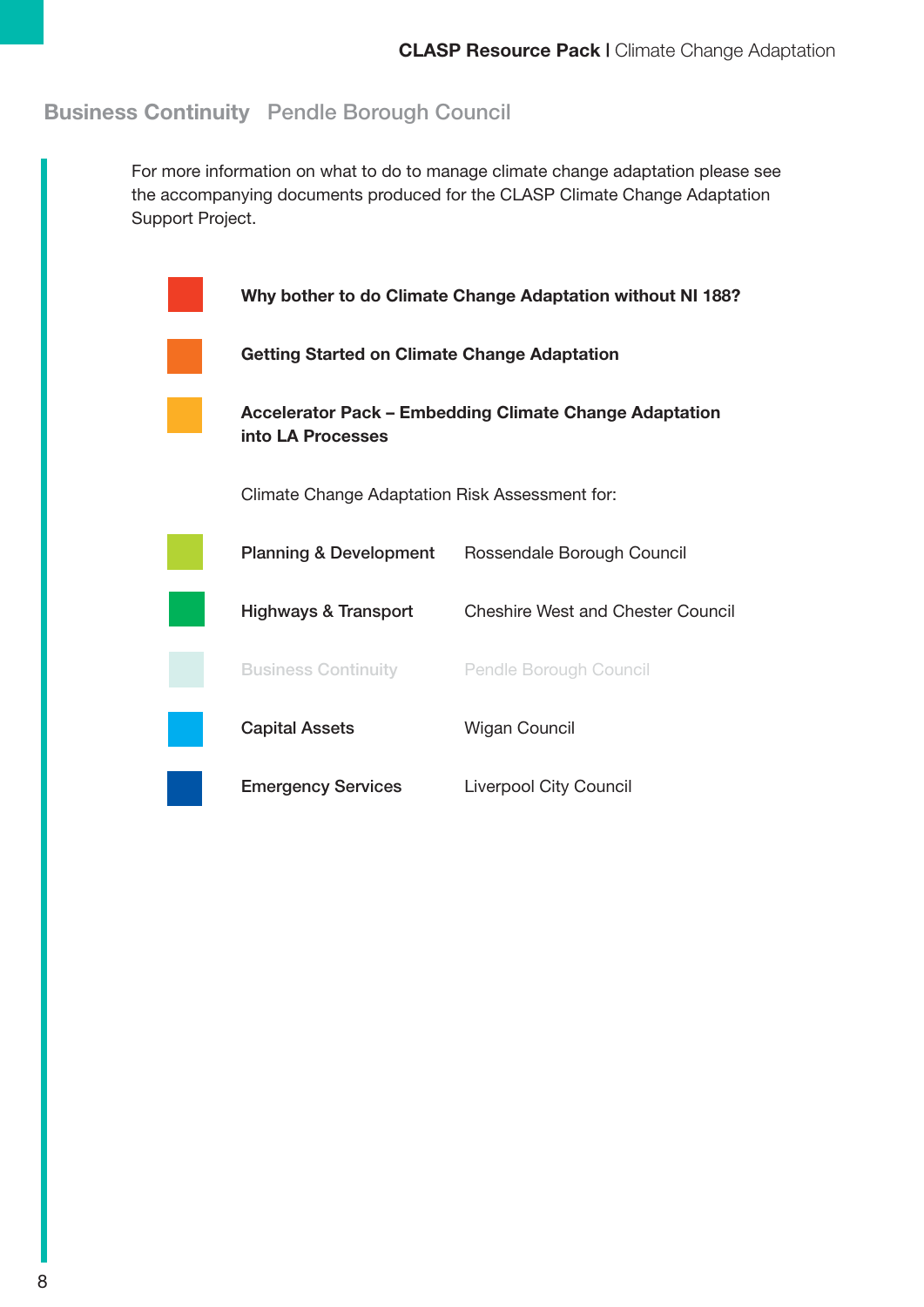## Business Continuity Pendle Borough Council

For more information on what to do to manage climate change adaptation please see the accompanying documents produced for the CLASP Climate Change Adaptation Support Project.

**Why bother to do Climate Change Adaptation without NI 188?**

**Getting Started on Climate Change Adaptation**

**Accelerator Pack – Embedding Climate Change Adaptation into LA Processes**

Climate Change Adaptation Risk Assessment for:

| | |
|---|---|
| **Planning & Development** | Rossendale Borough Council |
| **Highways & Transport** | Cheshire West and Chester Council |
| Business Continuity | Pendle Borough Council |
| **Capital Assets** | Wigan Council |
| **Emergency Services** | Liverpool City Council |